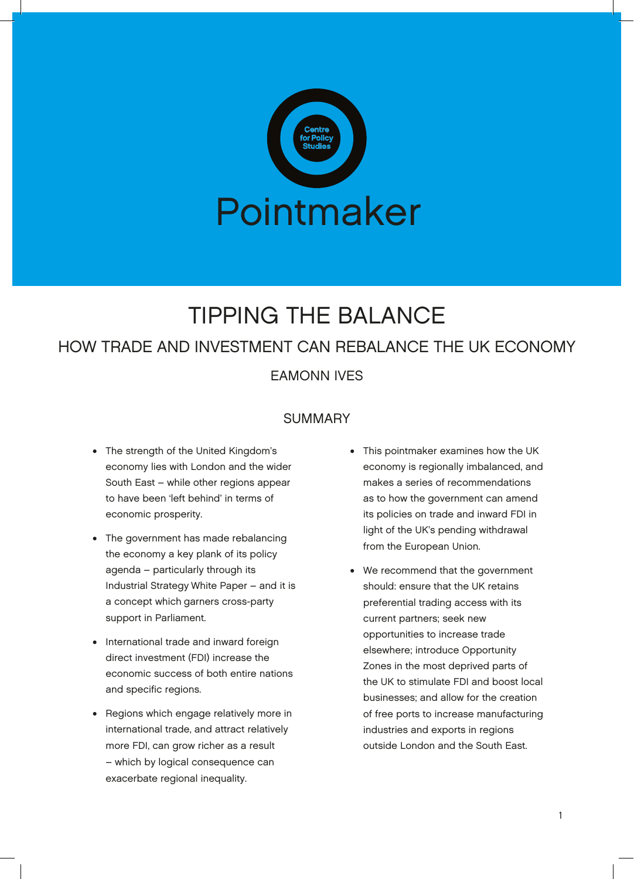Centre for Policy Studies

Pointmaker

# TIPPING THE BALANCE

## HOW TRADE AND INVESTMENT CAN REBALANCE THE UK ECONOMY

EAMONN IVES

## SUMMARY

- The strength of the United Kingdom's economy lies with London and the wider South East – while other regions appear to have been 'left behind' in terms of economic prosperity.
- The government has made rebalancing the economy a key plank of its policy agenda – particularly through its Industrial Strategy White Paper – and it is a concept which garners cross-party support in Parliament.
- International trade and inward foreign direct investment (FDI) increase the economic success of both entire nations and specific regions.
- Regions which engage relatively more in international trade, and attract relatively more FDI, can grow richer as a result – which by logical consequence can exacerbate regional inequality.
- This pointmaker examines how the UK economy is regionally imbalanced, and makes a series of recommendations as to how the government can amend its policies on trade and inward FDI in light of the UK's pending withdrawal from the European Union.
- We recommend that the government should: ensure that the UK retains preferential trading access with its current partners; seek new opportunities to increase trade elsewhere; introduce Opportunity Zones in the most deprived parts of the UK to stimulate FDI and boost local businesses; and allow for the creation of free ports to increase manufacturing industries and exports in regions outside London and the South East.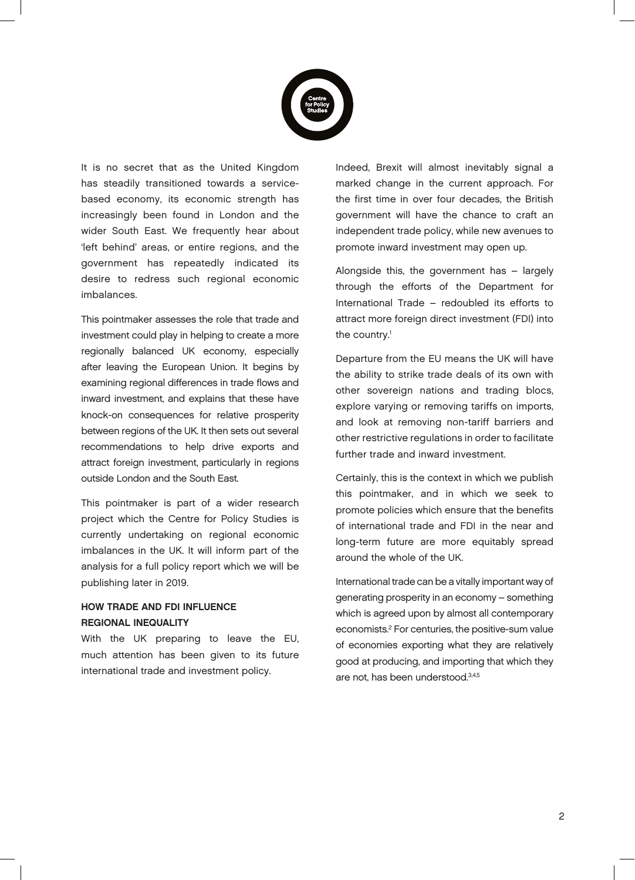It is no secret that as the United Kingdom has steadily transitioned towards a service-based economy, its economic strength has increasingly been found in London and the wider South East. We frequently hear about 'left behind' areas, or entire regions, and the government has repeatedly indicated its desire to redress such regional economic imbalances.

This pointmaker assesses the role that trade and investment could play in helping to create a more regionally balanced UK economy, especially after leaving the European Union. It begins by examining regional differences in trade flows and inward investment, and explains that these have knock-on consequences for relative prosperity between regions of the UK. It then sets out several recommendations to help drive exports and attract foreign investment, particularly in regions outside London and the South East.

This pointmaker is part of a wider research project which the Centre for Policy Studies is currently undertaking on regional economic imbalances in the UK. It will inform part of the analysis for a full policy report which we will be publishing later in 2019.

## HOW TRADE AND FDI INFLUENCE REGIONAL INEQUALITY

With the UK preparing to leave the EU, much attention has been given to its future international trade and investment policy.

Indeed, Brexit will almost inevitably signal a marked change in the current approach. For the first time in over four decades, the British government will have the chance to craft an independent trade policy, while new avenues to promote inward investment may open up.

Alongside this, the government has – largely through the efforts of the Department for International Trade – redoubled its efforts to attract more foreign direct investment (FDI) into the country.[1]

Departure from the EU means the UK will have the ability to strike trade deals of its own with other sovereign nations and trading blocs, explore varying or removing tariffs on imports, and look at removing non-tariff barriers and other restrictive regulations in order to facilitate further trade and inward investment.

Certainly, this is the context in which we publish this pointmaker, and in which we seek to promote policies which ensure that the benefits of international trade and FDI in the near and long-term future are more equitably spread around the whole of the UK.

International trade can be a vitally important way of generating prosperity in an economy – something which is agreed upon by almost all contemporary economists.[2] For centuries, the positive-sum value of economies exporting what they are relatively good at producing, and importing that which they are not, has been understood.[3,4,5]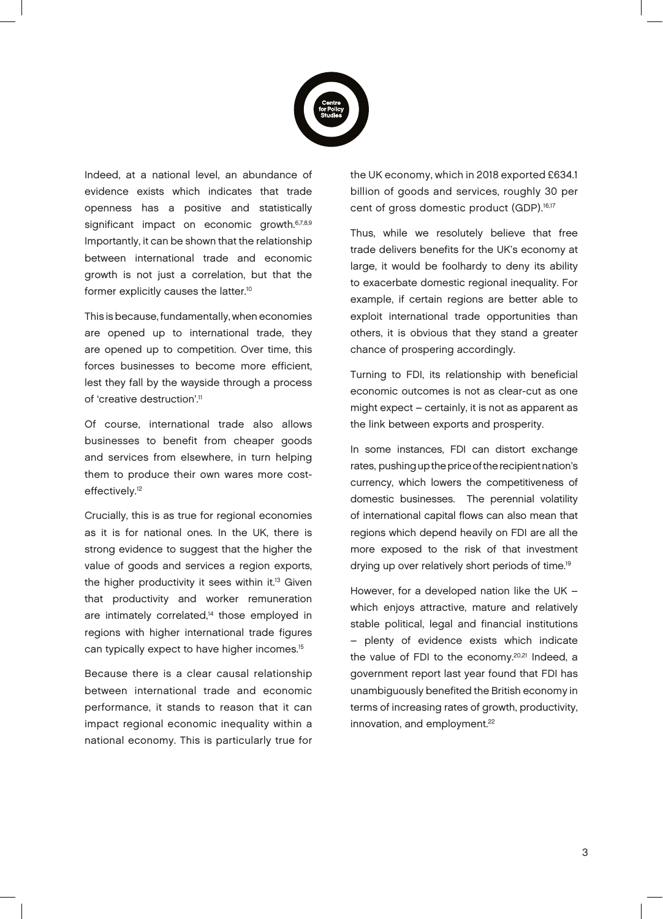Indeed, at a national level, an abundance of evidence exists which indicates that trade openness has a positive and statistically significant impact on economic growth.[6,7,8,9] Importantly, it can be shown that the relationship between international trade and economic growth is not just a correlation, but that the former explicitly causes the latter.[10]

This is because, fundamentally, when economies are opened up to international trade, they are opened up to competition. Over time, this forces businesses to become more efficient, lest they fall by the wayside through a process of 'creative destruction'.[11]

Of course, international trade also allows businesses to benefit from cheaper goods and services from elsewhere, in turn helping them to produce their own wares more cost-effectively.[12]

Crucially, this is as true for regional economies as it is for national ones. In the UK, there is strong evidence to suggest that the higher the value of goods and services a region exports, the higher productivity it sees within it.[13] Given that productivity and worker remuneration are intimately correlated,[14] those employed in regions with higher international trade figures can typically expect to have higher incomes.[15]

Because there is a clear causal relationship between international trade and economic performance, it stands to reason that it can impact regional economic inequality within a national economy. This is particularly true for the UK economy, which in 2018 exported £634.1 billion of goods and services, roughly 30 per cent of gross domestic product (GDP).[16,17]

Thus, while we resolutely believe that free trade delivers benefits for the UK's economy at large, it would be foolhardy to deny its ability to exacerbate domestic regional inequality. For example, if certain regions are better able to exploit international trade opportunities than others, it is obvious that they stand a greater chance of prospering accordingly.

Turning to FDI, its relationship with beneficial economic outcomes is not as clear-cut as one might expect – certainly, it is not as apparent as the link between exports and prosperity.

In some instances, FDI can distort exchange rates, pushing up the price of the recipient nation's currency, which lowers the competitiveness of domestic businesses. The perennial volatility of international capital flows can also mean that regions which depend heavily on FDI are all the more exposed to the risk of that investment drying up over relatively short periods of time.[19]

However, for a developed nation like the UK – which enjoys attractive, mature and relatively stable political, legal and financial institutions – plenty of evidence exists which indicate the value of FDI to the economy.[20,21] Indeed, a government report last year found that FDI has unambiguously benefited the British economy in terms of increasing rates of growth, productivity, innovation, and employment.[22]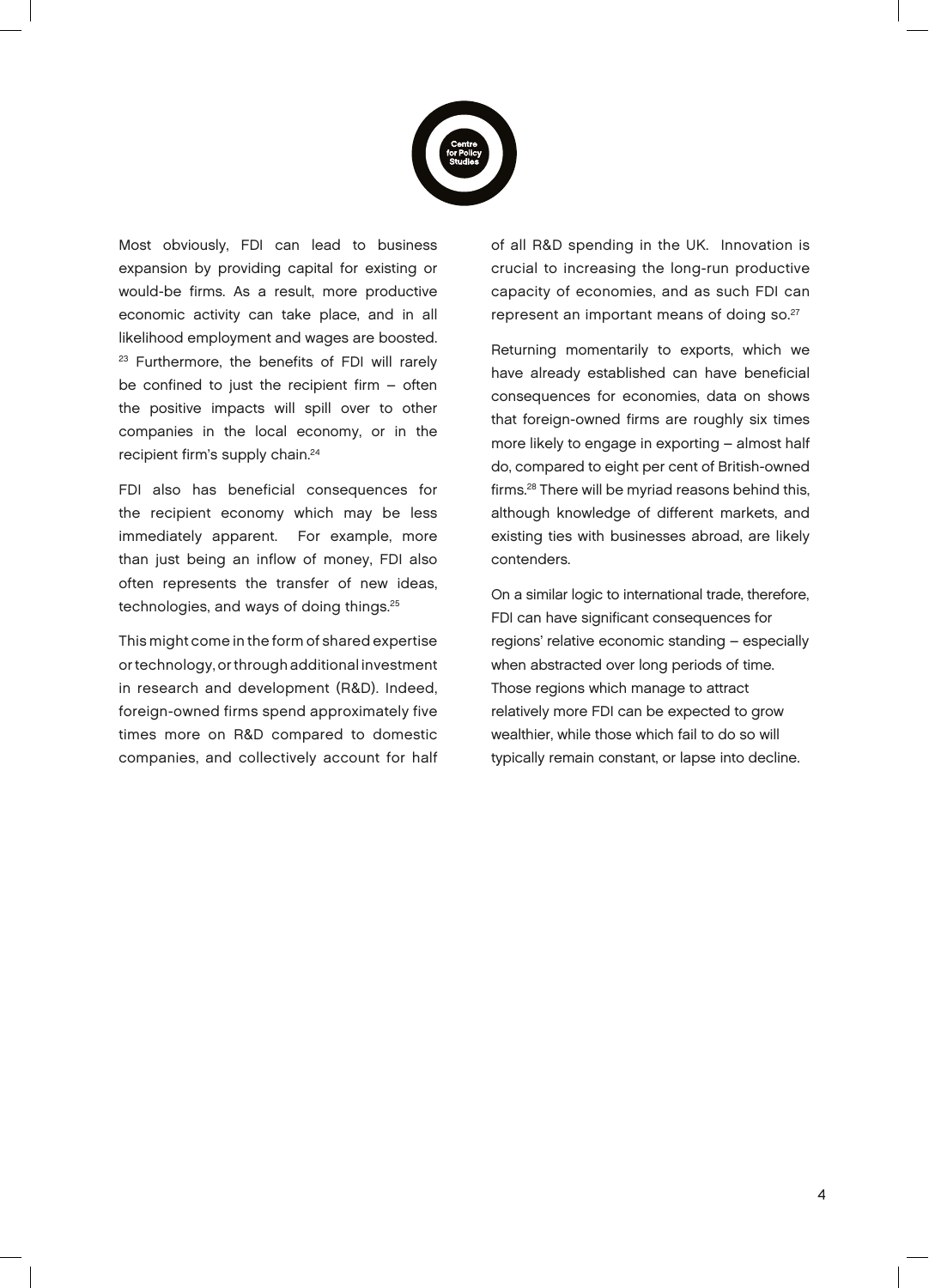Most obviously, FDI can lead to business expansion by providing capital for existing or would-be firms. As a result, more productive economic activity can take place, and in all likelihood employment and wages are boosted.[23] Furthermore, the benefits of FDI will rarely be confined to just the recipient firm – often the positive impacts will spill over to other companies in the local economy, or in the recipient firm's supply chain.[24]

FDI also has beneficial consequences for the recipient economy which may be less immediately apparent. For example, more than just being an inflow of money, FDI also often represents the transfer of new ideas, technologies, and ways of doing things.[25]

This might come in the form of shared expertise or technology, or through additional investment in research and development (R&D). Indeed, foreign-owned firms spend approximately five times more on R&D compared to domestic companies, and collectively account for half of all R&D spending in the UK. Innovation is crucial to increasing the long-run productive capacity of economies, and as such FDI can represent an important means of doing so.[27]

Returning momentarily to exports, which we have already established can have beneficial consequences for economies, data on shows that foreign-owned firms are roughly six times more likely to engage in exporting – almost half do, compared to eight per cent of British-owned firms.[28] There will be myriad reasons behind this, although knowledge of different markets, and existing ties with businesses abroad, are likely contenders.

On a similar logic to international trade, therefore, FDI can have significant consequences for regions' relative economic standing – especially when abstracted over long periods of time. Those regions which manage to attract relatively more FDI can be expected to grow wealthier, while those which fail to do so will typically remain constant, or lapse into decline.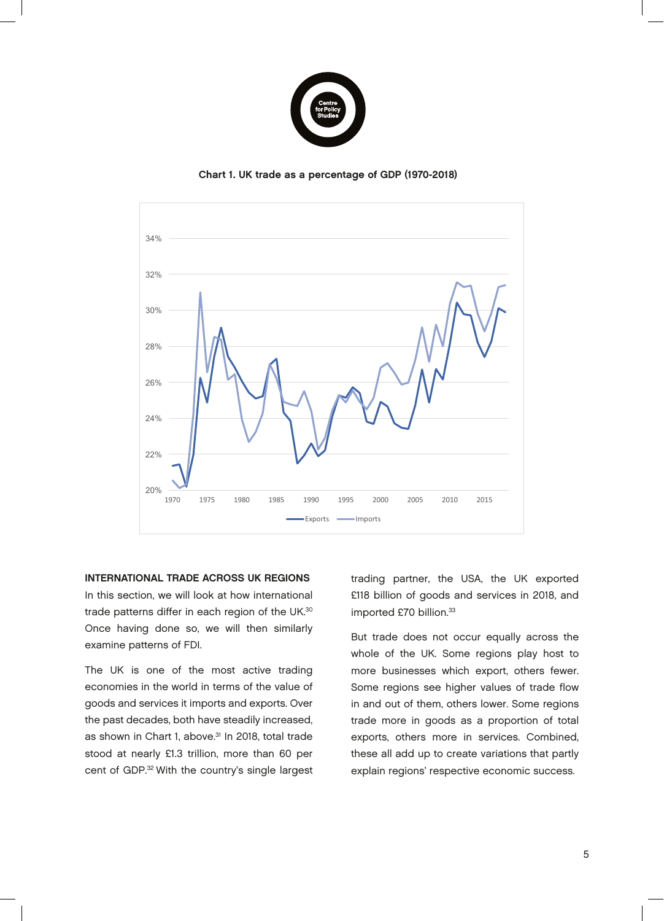Chart 1. UK trade as a percentage of GDP (1970-2018)

## INTERNATIONAL TRADE ACROSS UK REGIONS

In this section, we will look at how international trade patterns differ in each region of the UK.[30] Once having done so, we will then similarly examine patterns of FDI.

The UK is one of the most active trading economies in the world in terms of the value of goods and services it imports and exports. Over the past decades, both have steadily increased, as shown in Chart 1, above.[31] In 2018, total trade stood at nearly £1.3 trillion, more than 60 per cent of GDP.[32] With the country's single largest trading partner, the USA, the UK exported £118 billion of goods and services in 2018, and imported £70 billion.[33]

But trade does not occur equally across the whole of the UK. Some regions play host to more businesses which export, others fewer. Some regions see higher values of trade flow in and out of them, others lower. Some regions trade more in goods as a proportion of total exports, others more in services. Combined, these all add up to create variations that partly explain regions' respective economic success.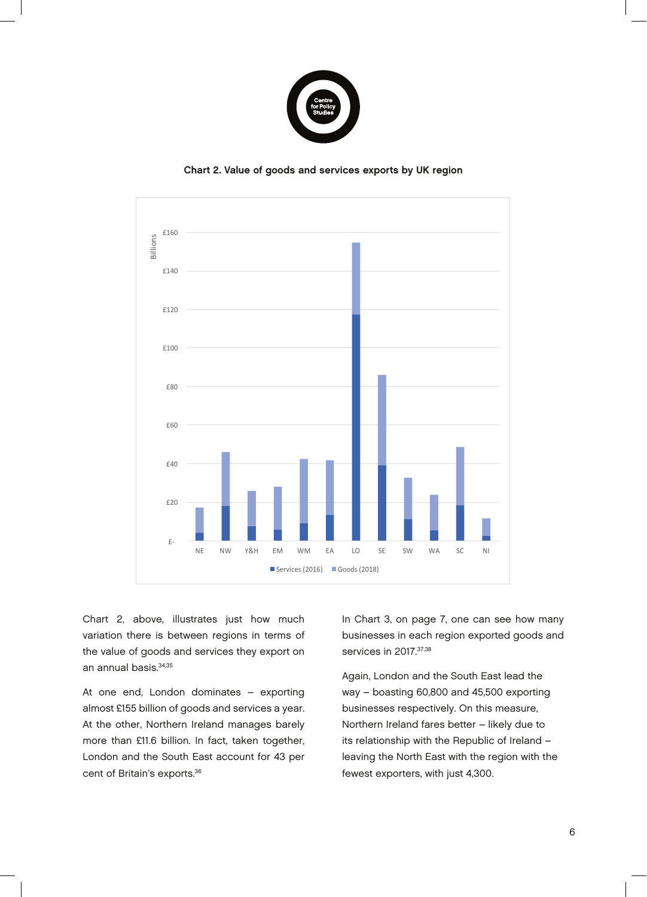Chart 2. Value of goods and services exports by UK region

Chart 2, above, illustrates just how much variation there is between regions in terms of the value of goods and services they export on an annual basis.[34,35]

At one end, London dominates – exporting almost £155 billion of goods and services a year. At the other, Northern Ireland manages barely more than £11.6 billion. In fact, taken together, London and the South East account for 43 per cent of Britain's exports.[36]

In Chart 3, on page 7, one can see how many businesses in each region exported goods and services in 2017.[37,38]

Again, London and the South East lead the way – boasting 60,800 and 45,500 exporting businesses respectively. On this measure, Northern Ireland fares better – likely due to its relationship with the Republic of Ireland – leaving the North East with the region with the fewest exporters, with just 4,300.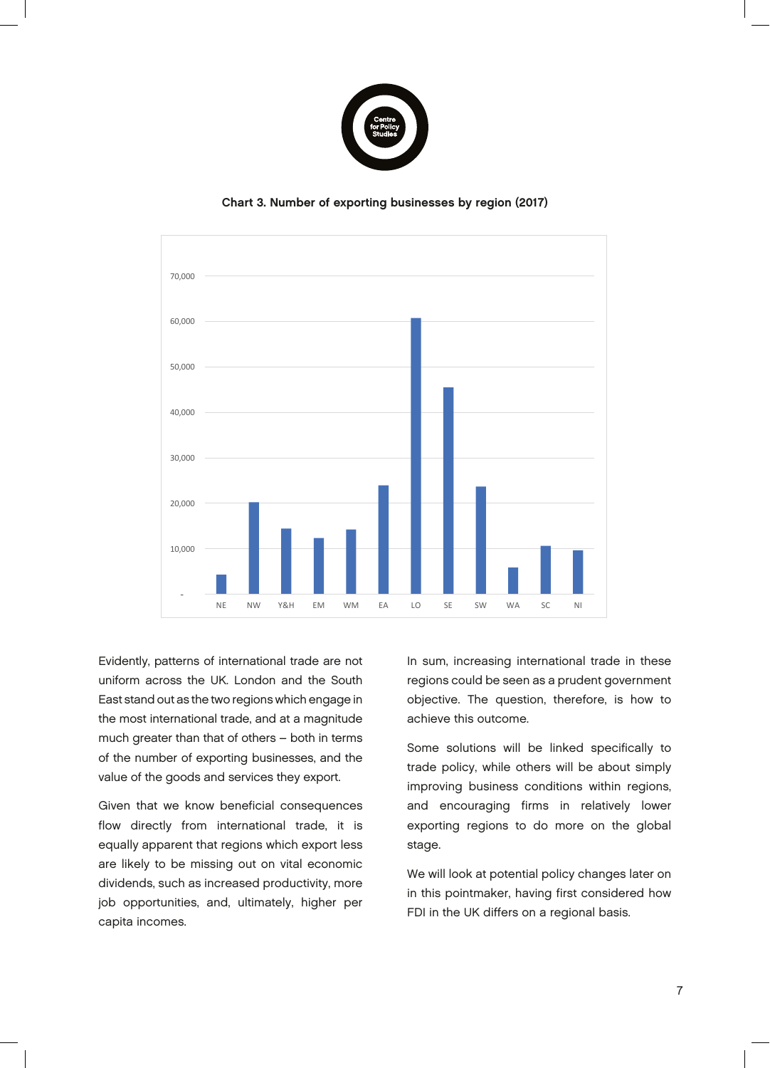**Chart 3. Number of exporting businesses by region (2017)**

Evidently, patterns of international trade are not uniform across the UK. London and the South East stand out as the two regions which engage in the most international trade, and at a magnitude much greater than that of others – both in terms of the number of exporting businesses, and the value of the goods and services they export.

Given that we know beneficial consequences flow directly from international trade, it is equally apparent that regions which export less are likely to be missing out on vital economic dividends, such as increased productivity, more job opportunities, and, ultimately, higher per capita incomes.

In sum, increasing international trade in these regions could be seen as a prudent government objective. The question, therefore, is how to achieve this outcome.

Some solutions will be linked specifically to trade policy, while others will be about simply improving business conditions within regions, and encouraging firms in relatively lower exporting regions to do more on the global stage.

We will look at potential policy changes later on in this pointmaker, having first considered how FDI in the UK differs on a regional basis.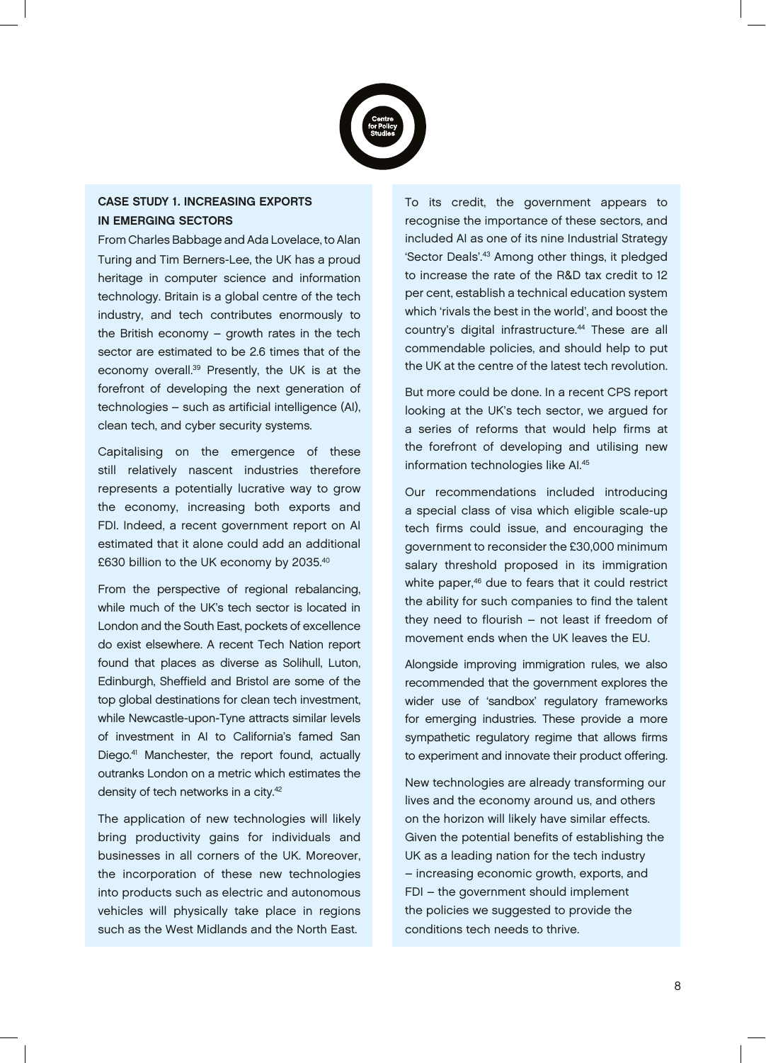## CASE STUDY 1. INCREASING EXPORTS IN EMERGING SECTORS

From Charles Babbage and Ada Lovelace, to Alan Turing and Tim Berners-Lee, the UK has a proud heritage in computer science and information technology. Britain is a global centre of the tech industry, and tech contributes enormously to the British economy – growth rates in the tech sector are estimated to be 2.6 times that of the economy overall.[39] Presently, the UK is at the forefront of developing the next generation of technologies – such as artificial intelligence (AI), clean tech, and cyber security systems.

Capitalising on the emergence of these still relatively nascent industries therefore represents a potentially lucrative way to grow the economy, increasing both exports and FDI. Indeed, a recent government report on AI estimated that it alone could add an additional £630 billion to the UK economy by 2035.[40]

From the perspective of regional rebalancing, while much of the UK's tech sector is located in London and the South East, pockets of excellence do exist elsewhere. A recent Tech Nation report found that places as diverse as Solihull, Luton, Edinburgh, Sheffield and Bristol are some of the top global destinations for clean tech investment, while Newcastle-upon-Tyne attracts similar levels of investment in AI to California's famed San Diego.[41] Manchester, the report found, actually outranks London on a metric which estimates the density of tech networks in a city.[42]

The application of new technologies will likely bring productivity gains for individuals and businesses in all corners of the UK. Moreover, the incorporation of these new technologies into products such as electric and autonomous vehicles will physically take place in regions such as the West Midlands and the North East.

To its credit, the government appears to recognise the importance of these sectors, and included AI as one of its nine Industrial Strategy 'Sector Deals'.[43] Among other things, it pledged to increase the rate of the R&D tax credit to 12 per cent, establish a technical education system which 'rivals the best in the world', and boost the country's digital infrastructure.[44] These are all commendable policies, and should help to put the UK at the centre of the latest tech revolution.

But more could be done. In a recent CPS report looking at the UK's tech sector, we argued for a series of reforms that would help firms at the forefront of developing and utilising new information technologies like AI.[45]

Our recommendations included introducing a special class of visa which eligible scale-up tech firms could issue, and encouraging the government to reconsider the £30,000 minimum salary threshold proposed in its immigration white paper,[46] due to fears that it could restrict the ability for such companies to find the talent they need to flourish – not least if freedom of movement ends when the UK leaves the EU.

Alongside improving immigration rules, we also recommended that the government explores the wider use of 'sandbox' regulatory frameworks for emerging industries. These provide a more sympathetic regulatory regime that allows firms to experiment and innovate their product offering.

New technologies are already transforming our lives and the economy around us, and others on the horizon will likely have similar effects. Given the potential benefits of establishing the UK as a leading nation for the tech industry – increasing economic growth, exports, and FDI – the government should implement the policies we suggested to provide the conditions tech needs to thrive.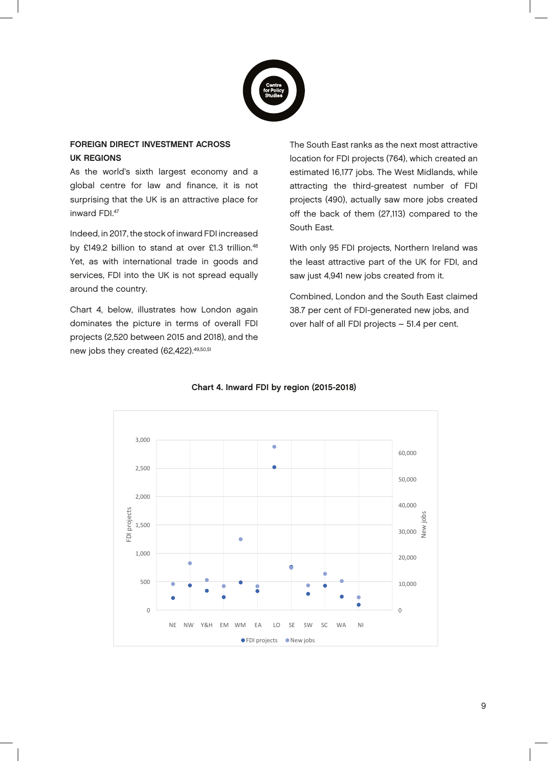## FOREIGN DIRECT INVESTMENT ACROSS UK REGIONS

As the world's sixth largest economy and a global centre for law and finance, it is not surprising that the UK is an attractive place for inward FDI.[47]

Indeed, in 2017, the stock of inward FDI increased by £149.2 billion to stand at over £1.3 trillion.[48] Yet, as with international trade in goods and services, FDI into the UK is not spread equally around the country.

Chart 4, below, illustrates how London again dominates the picture in terms of overall FDI projects (2,520 between 2015 and 2018), and the new jobs they created (62,422).[49,50,51]

The South East ranks as the next most attractive location for FDI projects (764), which created an estimated 16,177 jobs. The West Midlands, while attracting the third-greatest number of FDI projects (490), actually saw more jobs created off the back of them (27,113) compared to the South East.

With only 95 FDI projects, Northern Ireland was the least attractive part of the UK for FDI, and saw just 4,941 new jobs created from it.

Combined, London and the South East claimed 38.7 per cent of FDI-generated new jobs, and over half of all FDI projects – 51.4 per cent.

**Chart 4. Inward FDI by region (2015-2018)**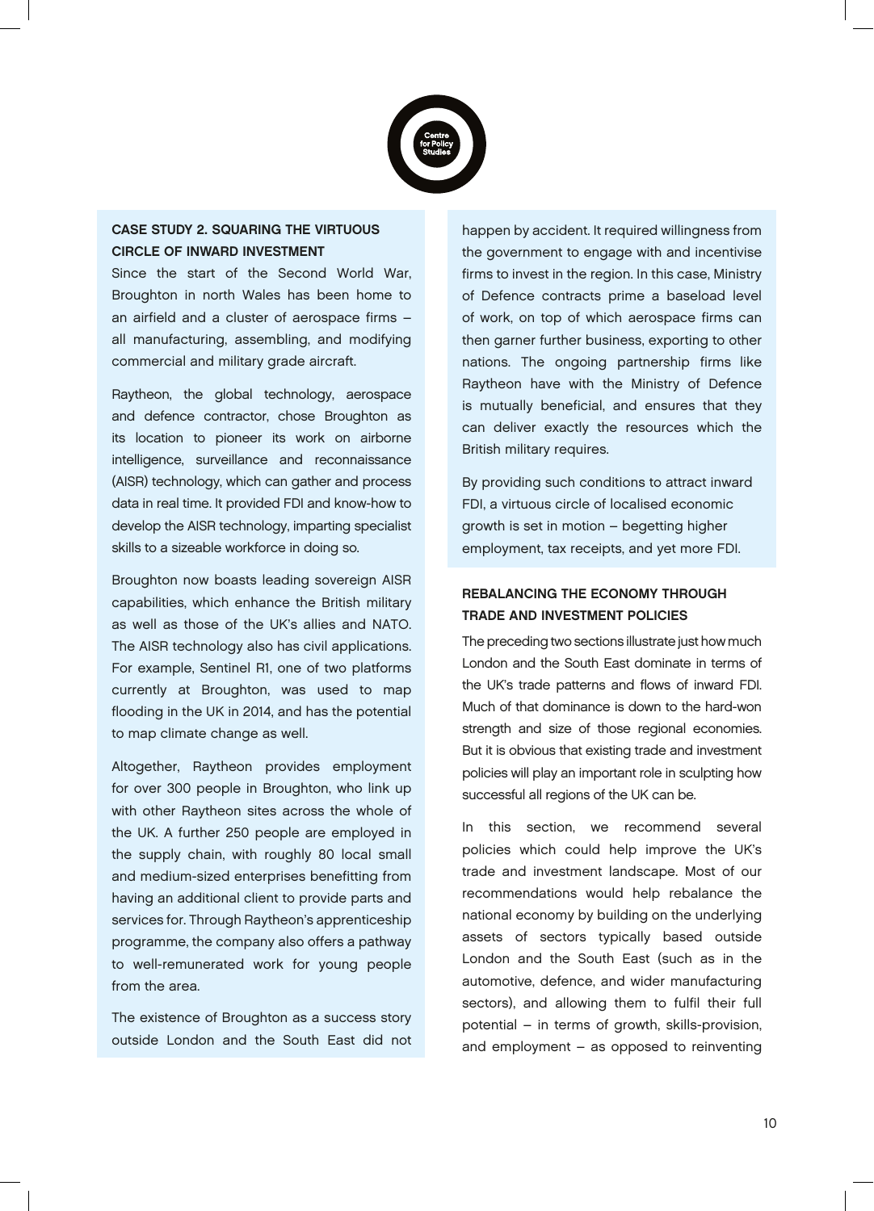### CASE STUDY 2. SQUARING THE VIRTUOUS CIRCLE OF INWARD INVESTMENT

Since the start of the Second World War, Broughton in north Wales has been home to an airfield and a cluster of aerospace firms – all manufacturing, assembling, and modifying commercial and military grade aircraft.

Raytheon, the global technology, aerospace and defence contractor, chose Broughton as its location to pioneer its work on airborne intelligence, surveillance and reconnaissance (AISR) technology, which can gather and process data in real time. It provided FDI and know-how to develop the AISR technology, imparting specialist skills to a sizeable workforce in doing so.

Broughton now boasts leading sovereign AISR capabilities, which enhance the British military as well as those of the UK's allies and NATO. The AISR technology also has civil applications. For example, Sentinel R1, one of two platforms currently at Broughton, was used to map flooding in the UK in 2014, and has the potential to map climate change as well.

Altogether, Raytheon provides employment for over 300 people in Broughton, who link up with other Raytheon sites across the whole of the UK. A further 250 people are employed in the supply chain, with roughly 80 local small and medium-sized enterprises benefitting from having an additional client to provide parts and services for. Through Raytheon's apprenticeship programme, the company also offers a pathway to well-remunerated work for young people from the area.

The existence of Broughton as a success story outside London and the South East did not happen by accident. It required willingness from the government to engage with and incentivise firms to invest in the region. In this case, Ministry of Defence contracts prime a baseload level of work, on top of which aerospace firms can then garner further business, exporting to other nations. The ongoing partnership firms like Raytheon have with the Ministry of Defence is mutually beneficial, and ensures that they can deliver exactly the resources which the British military requires.

By providing such conditions to attract inward FDI, a virtuous circle of localised economic growth is set in motion – begetting higher employment, tax receipts, and yet more FDI.

## REBALANCING THE ECONOMY THROUGH TRADE AND INVESTMENT POLICIES

The preceding two sections illustrate just how much London and the South East dominate in terms of the UK's trade patterns and flows of inward FDI. Much of that dominance is down to the hard-won strength and size of those regional economies. But it is obvious that existing trade and investment policies will play an important role in sculpting how successful all regions of the UK can be.

In this section, we recommend several policies which could help improve the UK's trade and investment landscape. Most of our recommendations would help rebalance the national economy by building on the underlying assets of sectors typically based outside London and the South East (such as in the automotive, defence, and wider manufacturing sectors), and allowing them to fulfil their full potential – in terms of growth, skills-provision, and employment – as opposed to reinventing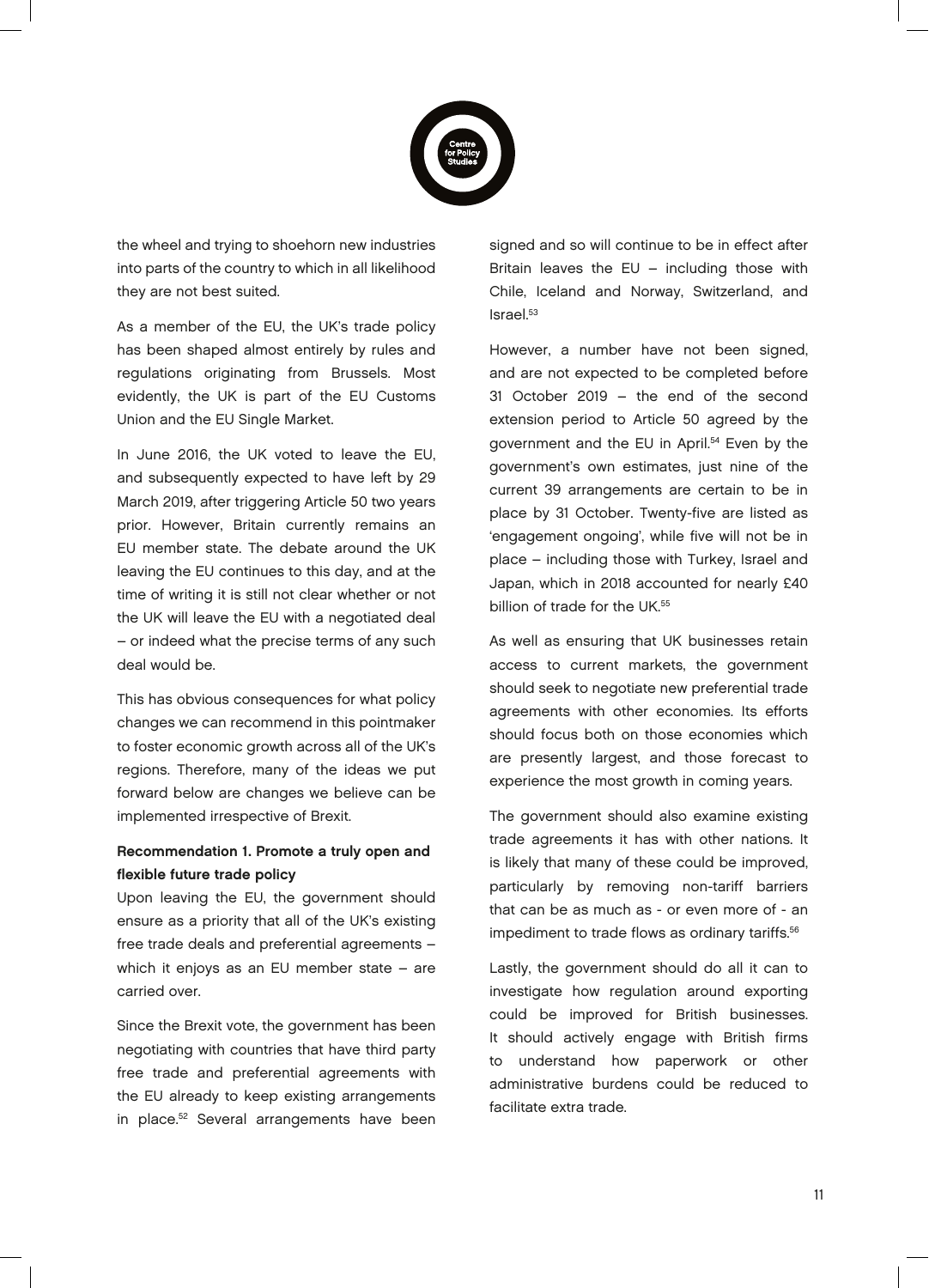the wheel and trying to shoehorn new industries into parts of the country to which in all likelihood they are not best suited.

As a member of the EU, the UK's trade policy has been shaped almost entirely by rules and regulations originating from Brussels. Most evidently, the UK is part of the EU Customs Union and the EU Single Market.

In June 2016, the UK voted to leave the EU, and subsequently expected to have left by 29 March 2019, after triggering Article 50 two years prior. However, Britain currently remains an EU member state. The debate around the UK leaving the EU continues to this day, and at the time of writing it is still not clear whether or not the UK will leave the EU with a negotiated deal – or indeed what the precise terms of any such deal would be.

This has obvious consequences for what policy changes we can recommend in this pointmaker to foster economic growth across all of the UK's regions. Therefore, many of the ideas we put forward below are changes we believe can be implemented irrespective of Brexit.

**Recommendation 1. Promote a truly open and flexible future trade policy**

Upon leaving the EU, the government should ensure as a priority that all of the UK's existing free trade deals and preferential agreements – which it enjoys as an EU member state – are carried over.

Since the Brexit vote, the government has been negotiating with countries that have third party free trade and preferential agreements with the EU already to keep existing arrangements in place.[52] Several arrangements have been signed and so will continue to be in effect after Britain leaves the EU – including those with Chile, Iceland and Norway, Switzerland, and Israel.[53]

However, a number have not been signed, and are not expected to be completed before 31 October 2019 – the end of the second extension period to Article 50 agreed by the government and the EU in April.[54] Even by the government's own estimates, just nine of the current 39 arrangements are certain to be in place by 31 October. Twenty-five are listed as 'engagement ongoing', while five will not be in place – including those with Turkey, Israel and Japan, which in 2018 accounted for nearly £40 billion of trade for the UK.[55]

As well as ensuring that UK businesses retain access to current markets, the government should seek to negotiate new preferential trade agreements with other economies. Its efforts should focus both on those economies which are presently largest, and those forecast to experience the most growth in coming years.

The government should also examine existing trade agreements it has with other nations. It is likely that many of these could be improved, particularly by removing non-tariff barriers that can be as much as - or even more of - an impediment to trade flows as ordinary tariffs.[56]

Lastly, the government should do all it can to investigate how regulation around exporting could be improved for British businesses. It should actively engage with British firms to understand how paperwork or other administrative burdens could be reduced to facilitate extra trade.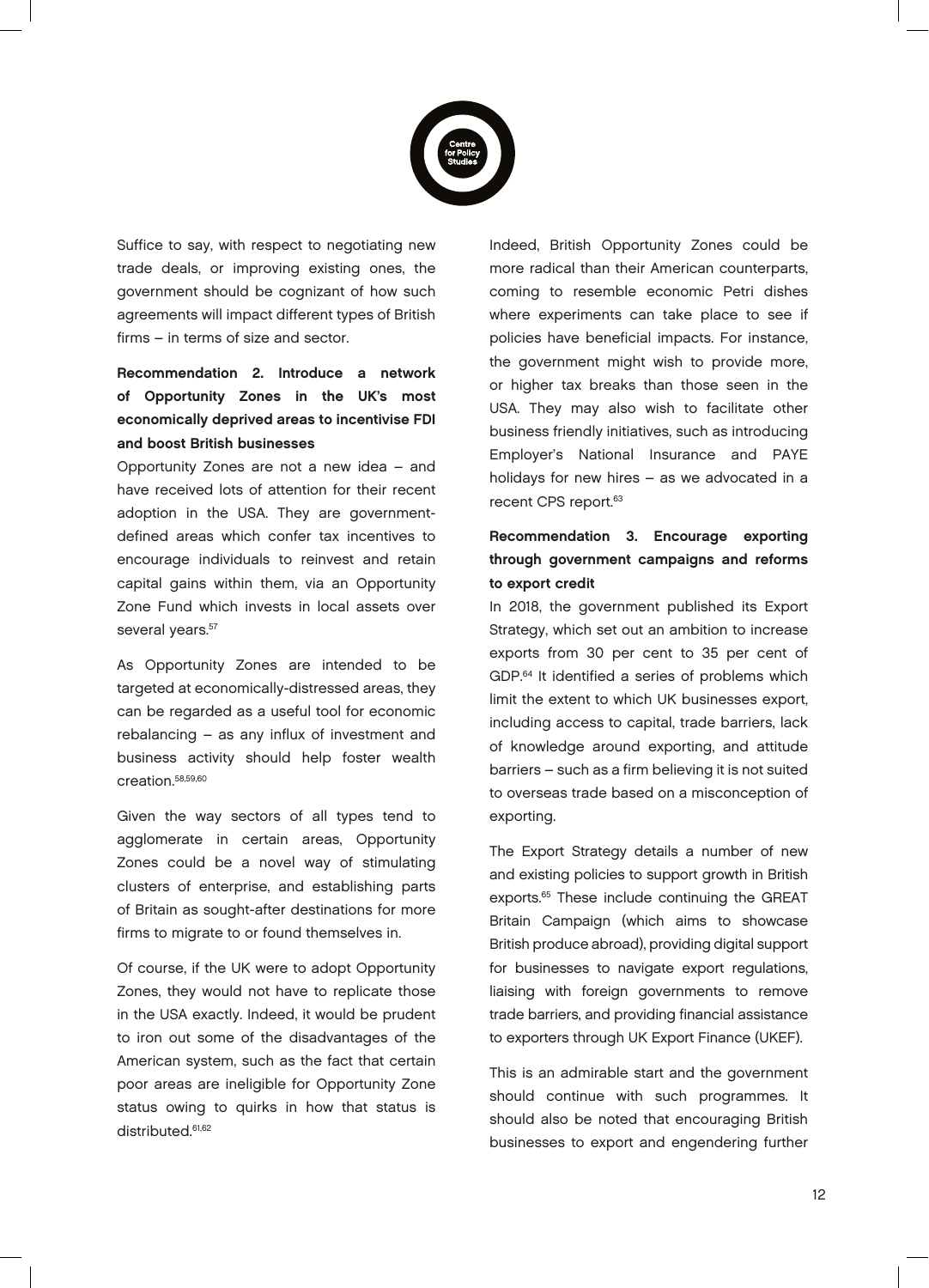Suffice to say, with respect to negotiating new trade deals, or improving existing ones, the government should be cognizant of how such agreements will impact different types of British firms – in terms of size and sector.

**Recommendation 2. Introduce a network of Opportunity Zones in the UK's most economically deprived areas to incentivise FDI and boost British businesses**

Opportunity Zones are not a new idea – and have received lots of attention for their recent adoption in the USA. They are government-defined areas which confer tax incentives to encourage individuals to reinvest and retain capital gains within them, via an Opportunity Zone Fund which invests in local assets over several years.[57]

As Opportunity Zones are intended to be targeted at economically-distressed areas, they can be regarded as a useful tool for economic rebalancing – as any influx of investment and business activity should help foster wealth creation.[58,59,60]

Given the way sectors of all types tend to agglomerate in certain areas, Opportunity Zones could be a novel way of stimulating clusters of enterprise, and establishing parts of Britain as sought-after destinations for more firms to migrate to or found themselves in.

Of course, if the UK were to adopt Opportunity Zones, they would not have to replicate those in the USA exactly. Indeed, it would be prudent to iron out some of the disadvantages of the American system, such as the fact that certain poor areas are ineligible for Opportunity Zone status owing to quirks in how that status is distributed.[61,62]

Indeed, British Opportunity Zones could be more radical than their American counterparts, coming to resemble economic Petri dishes where experiments can take place to see if policies have beneficial impacts. For instance, the government might wish to provide more, or higher tax breaks than those seen in the USA. They may also wish to facilitate other business friendly initiatives, such as introducing Employer's National Insurance and PAYE holidays for new hires – as we advocated in a recent CPS report.[63]

**Recommendation 3. Encourage exporting through government campaigns and reforms to export credit**

In 2018, the government published its Export Strategy, which set out an ambition to increase exports from 30 per cent to 35 per cent of GDP.[64] It identified a series of problems which limit the extent to which UK businesses export, including access to capital, trade barriers, lack of knowledge around exporting, and attitude barriers – such as a firm believing it is not suited to overseas trade based on a misconception of exporting.

The Export Strategy details a number of new and existing policies to support growth in British exports.[65] These include continuing the GREAT Britain Campaign (which aims to showcase British produce abroad), providing digital support for businesses to navigate export regulations, liaising with foreign governments to remove trade barriers, and providing financial assistance to exporters through UK Export Finance (UKEF).

This is an admirable start and the government should continue with such programmes. It should also be noted that encouraging British businesses to export and engendering further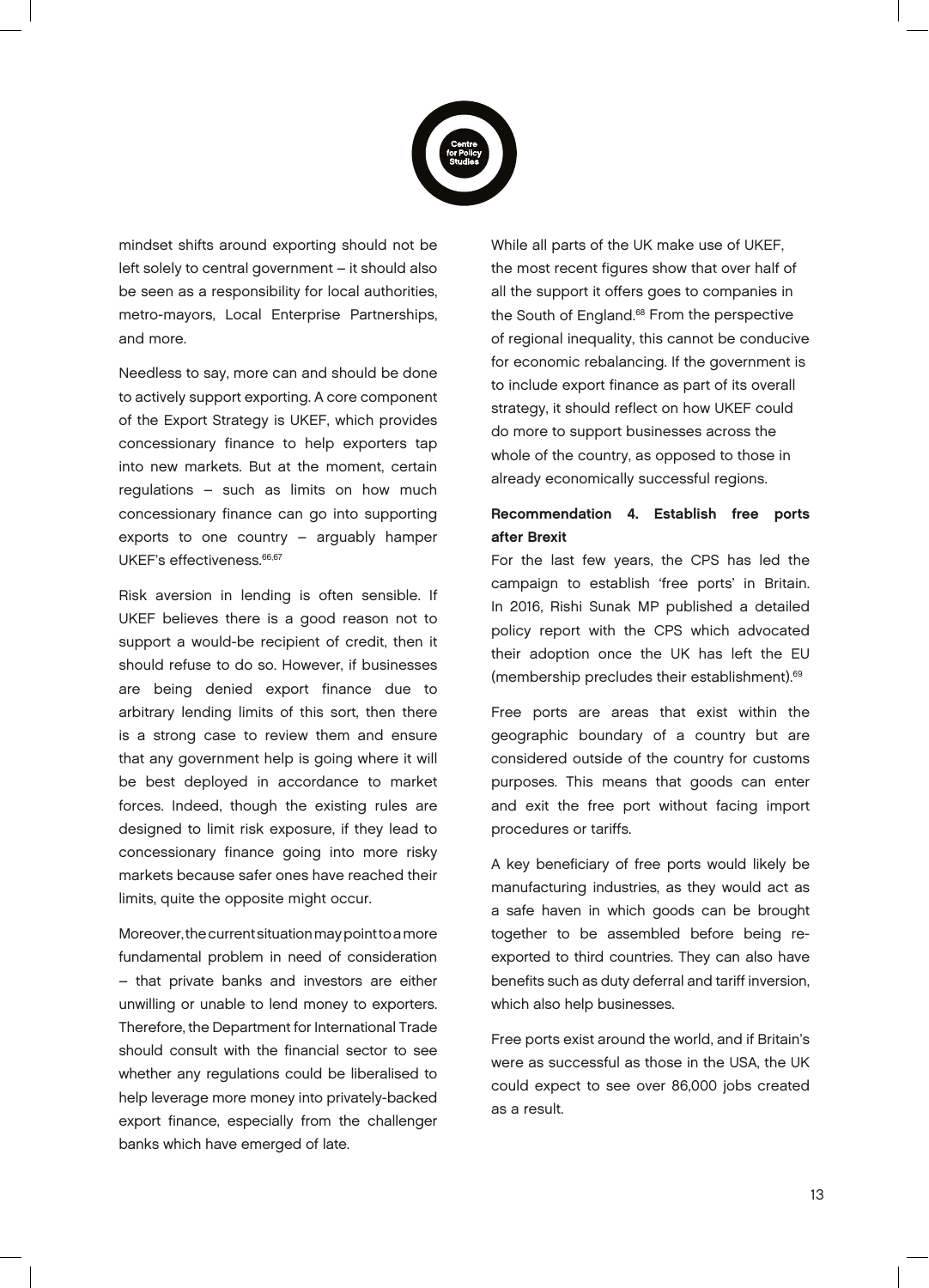mindset shifts around exporting should not be left solely to central government – it should also be seen as a responsibility for local authorities, metro-mayors, Local Enterprise Partnerships, and more.

Needless to say, more can and should be done to actively support exporting. A core component of the Export Strategy is UKEF, which provides concessionary finance to help exporters tap into new markets. But at the moment, certain regulations – such as limits on how much concessionary finance can go into supporting exports to one country – arguably hamper UKEF's effectiveness.[66,67]

Risk aversion in lending is often sensible. If UKEF believes there is a good reason not to support a would-be recipient of credit, then it should refuse to do so. However, if businesses are being denied export finance due to arbitrary lending limits of this sort, then there is a strong case to review them and ensure that any government help is going where it will be best deployed in accordance to market forces. Indeed, though the existing rules are designed to limit risk exposure, if they lead to concessionary finance going into more risky markets because safer ones have reached their limits, quite the opposite might occur.

Moreover, the current situation may point to a more fundamental problem in need of consideration – that private banks and investors are either unwilling or unable to lend money to exporters. Therefore, the Department for International Trade should consult with the financial sector to see whether any regulations could be liberalised to help leverage more money into privately-backed export finance, especially from the challenger banks which have emerged of late.

While all parts of the UK make use of UKEF, the most recent figures show that over half of all the support it offers goes to companies in the South of England.[68] From the perspective of regional inequality, this cannot be conducive for economic rebalancing. If the government is to include export finance as part of its overall strategy, it should reflect on how UKEF could do more to support businesses across the whole of the country, as opposed to those in already economically successful regions.

**Recommendation 4. Establish free ports after Brexit**

For the last few years, the CPS has led the campaign to establish 'free ports' in Britain. In 2016, Rishi Sunak MP published a detailed policy report with the CPS which advocated their adoption once the UK has left the EU (membership precludes their establishment).[69]

Free ports are areas that exist within the geographic boundary of a country but are considered outside of the country for customs purposes. This means that goods can enter and exit the free port without facing import procedures or tariffs.

A key beneficiary of free ports would likely be manufacturing industries, as they would act as a safe haven in which goods can be brought together to be assembled before being re-exported to third countries. They can also have benefits such as duty deferral and tariff inversion, which also help businesses.

Free ports exist around the world, and if Britain's were as successful as those in the USA, the UK could expect to see over 86,000 jobs created as a result.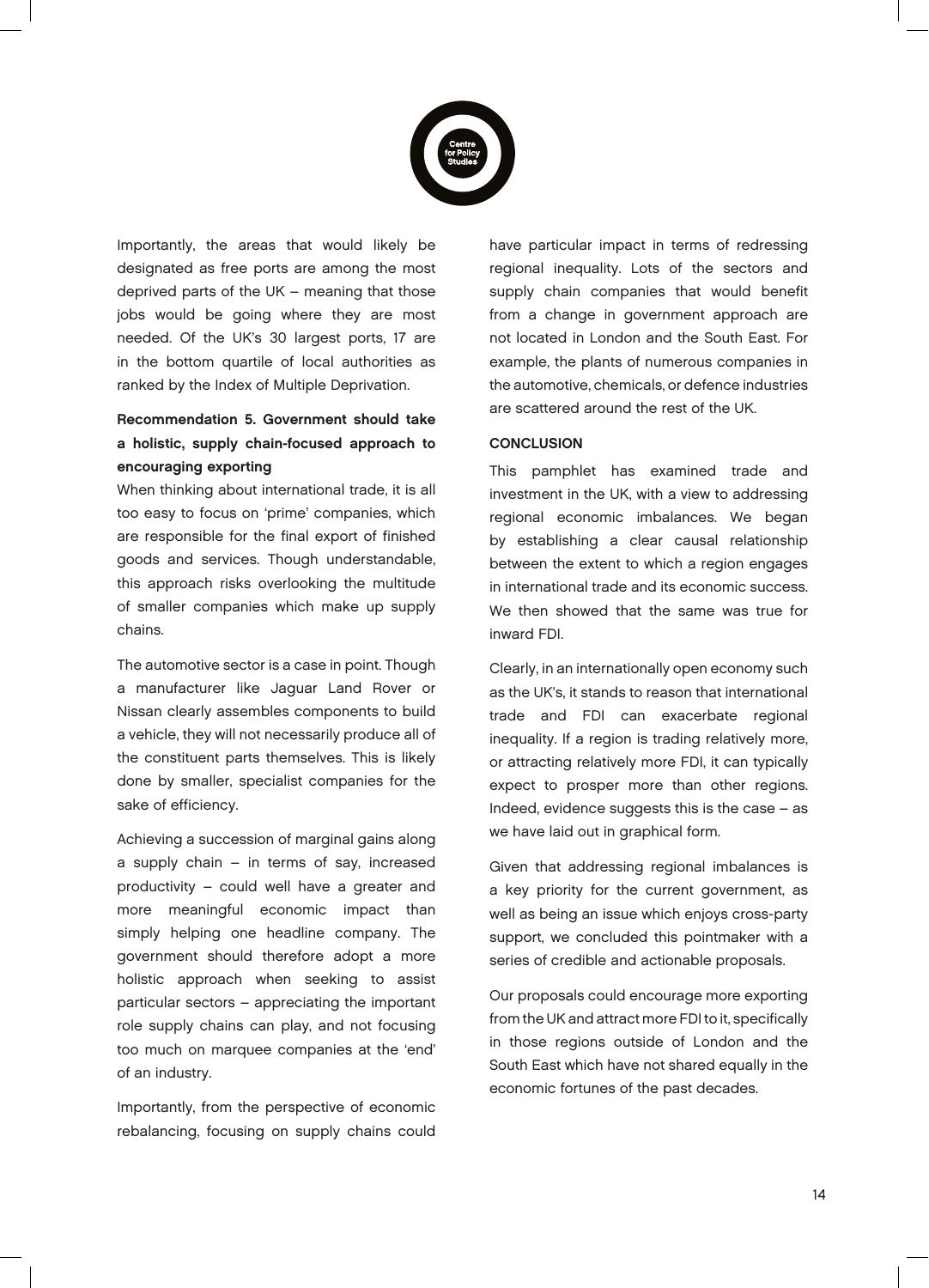Importantly, the areas that would likely be designated as free ports are among the most deprived parts of the UK – meaning that those jobs would be going where they are most needed. Of the UK's 30 largest ports, 17 are in the bottom quartile of local authorities as ranked by the Index of Multiple Deprivation.

**Recommendation 5. Government should take a holistic, supply chain-focused approach to encouraging exporting**

When thinking about international trade, it is all too easy to focus on 'prime' companies, which are responsible for the final export of finished goods and services. Though understandable, this approach risks overlooking the multitude of smaller companies which make up supply chains.

The automotive sector is a case in point. Though a manufacturer like Jaguar Land Rover or Nissan clearly assembles components to build a vehicle, they will not necessarily produce all of the constituent parts themselves. This is likely done by smaller, specialist companies for the sake of efficiency.

Achieving a succession of marginal gains along a supply chain – in terms of say, increased productivity – could well have a greater and more meaningful economic impact than simply helping one headline company. The government should therefore adopt a more holistic approach when seeking to assist particular sectors – appreciating the important role supply chains can play, and not focusing too much on marquee companies at the 'end' of an industry.

Importantly, from the perspective of economic rebalancing, focusing on supply chains could have particular impact in terms of redressing regional inequality. Lots of the sectors and supply chain companies that would benefit from a change in government approach are not located in London and the South East. For example, the plants of numerous companies in the automotive, chemicals, or defence industries are scattered around the rest of the UK.

## CONCLUSION

This pamphlet has examined trade and investment in the UK, with a view to addressing regional economic imbalances. We began by establishing a clear causal relationship between the extent to which a region engages in international trade and its economic success. We then showed that the same was true for inward FDI.

Clearly, in an internationally open economy such as the UK's, it stands to reason that international trade and FDI can exacerbate regional inequality. If a region is trading relatively more, or attracting relatively more FDI, it can typically expect to prosper more than other regions. Indeed, evidence suggests this is the case – as we have laid out in graphical form.

Given that addressing regional imbalances is a key priority for the current government, as well as being an issue which enjoys cross-party support, we concluded this pointmaker with a series of credible and actionable proposals.

Our proposals could encourage more exporting from the UK and attract more FDI to it, specifically in those regions outside of London and the South East which have not shared equally in the economic fortunes of the past decades.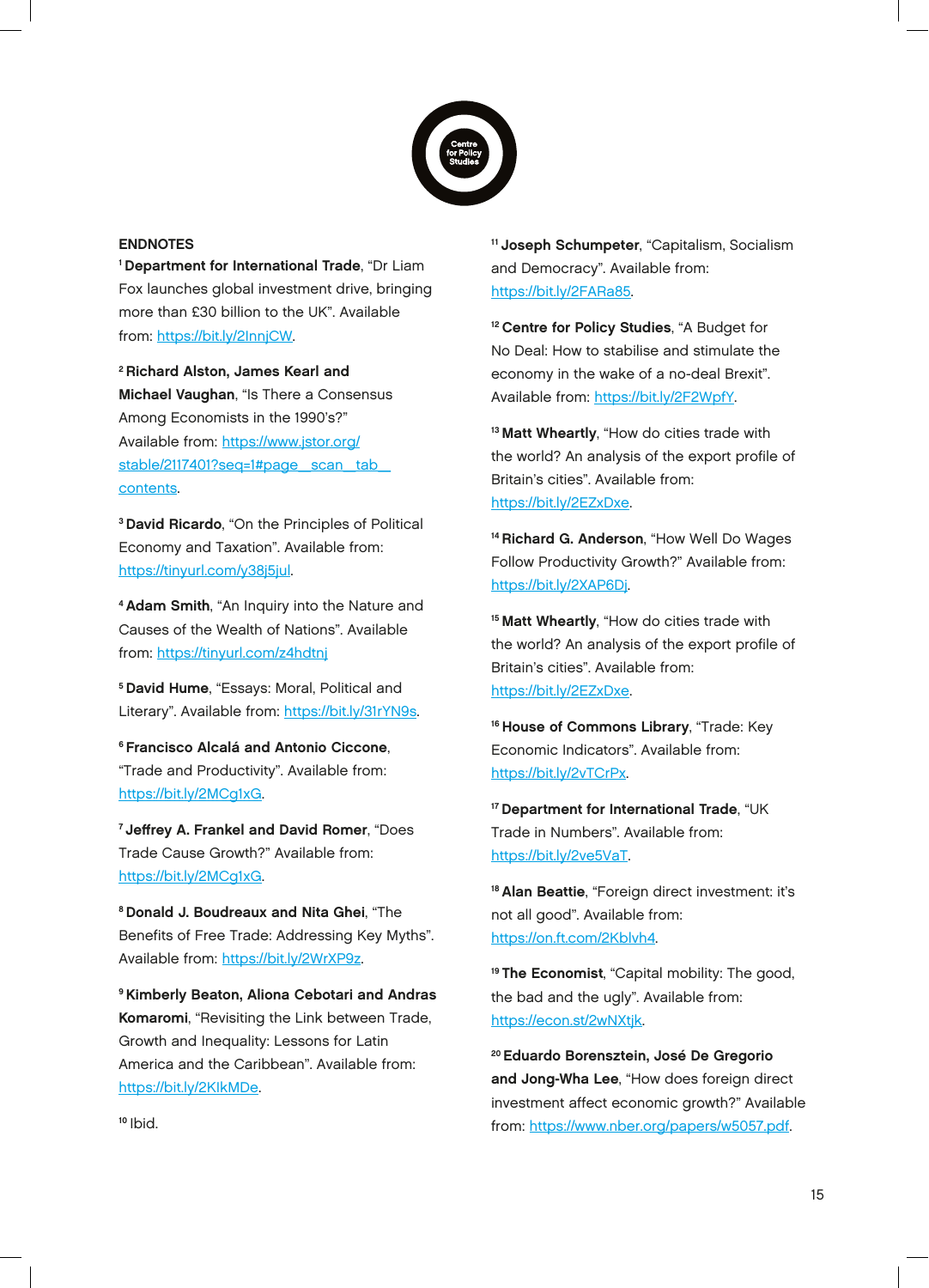## ENDNOTES

[1] **Department for International Trade**, "Dr Liam Fox launches global investment drive, bringing more than £30 billion to the UK". Available from: https://bit.ly/2InnjCW.

[2] **Richard Alston, James Kearl and Michael Vaughan**, "Is There a Consensus Among Economists in the 1990's?" Available from: https://www.jstor.org/stable/2117401?seq=1#page_scan_tab_contents.

[3] **David Ricardo**, "On the Principles of Political Economy and Taxation". Available from: https://tinyurl.com/y38j5jul.

[4] **Adam Smith**, "An Inquiry into the Nature and Causes of the Wealth of Nations". Available from: https://tinyurl.com/z4hdtnj

[5] **David Hume**, "Essays: Moral, Political and Literary". Available from: https://bit.ly/31rYN9s.

[6] **Francisco Alcalá and Antonio Ciccone**, "Trade and Productivity". Available from: https://bit.ly/2MCg1xG.

[7] **Jeffrey A. Frankel and David Romer**, "Does Trade Cause Growth?" Available from: https://bit.ly/2MCg1xG.

[8] **Donald J. Boudreaux and Nita Ghei**, "The Benefits of Free Trade: Addressing Key Myths". Available from: https://bit.ly/2WrXP9z.

[9] **Kimberly Beaton, Aliona Cebotari and Andras Komaromi**, "Revisiting the Link between Trade, Growth and Inequality: Lessons for Latin America and the Caribbean". Available from: https://bit.ly/2KlkMDe.

[10] Ibid.

[11] **Joseph Schumpeter**, "Capitalism, Socialism and Democracy". Available from: https://bit.ly/2FARa85.

[12] **Centre for Policy Studies**, "A Budget for No Deal: How to stabilise and stimulate the economy in the wake of a no-deal Brexit". Available from: https://bit.ly/2F2WpfY.

[13] **Matt Wheartly**, "How do cities trade with the world? An analysis of the export profile of Britain's cities". Available from: https://bit.ly/2EZxDxe.

[14] **Richard G. Anderson**, "How Well Do Wages Follow Productivity Growth?" Available from: https://bit.ly/2XAP6Dj.

[15] **Matt Wheartly**, "How do cities trade with the world? An analysis of the export profile of Britain's cities". Available from: https://bit.ly/2EZxDxe.

[16] **House of Commons Library**, "Trade: Key Economic Indicators". Available from: https://bit.ly/2vTCrPx.

[17] **Department for International Trade**, "UK Trade in Numbers". Available from: https://bit.ly/2ve5VaT.

[18] **Alan Beattie**, "Foreign direct investment: it's not all good". Available from: https://on.ft.com/2Kblvh4.

[19] **The Economist**, "Capital mobility: The good, the bad and the ugly". Available from: https://econ.st/2wNXtjk.

[20] **Eduardo Borensztein, José De Gregorio and Jong-Wha Lee**, "How does foreign direct investment affect economic growth?" Available from: https://www.nber.org/papers/w5057.pdf.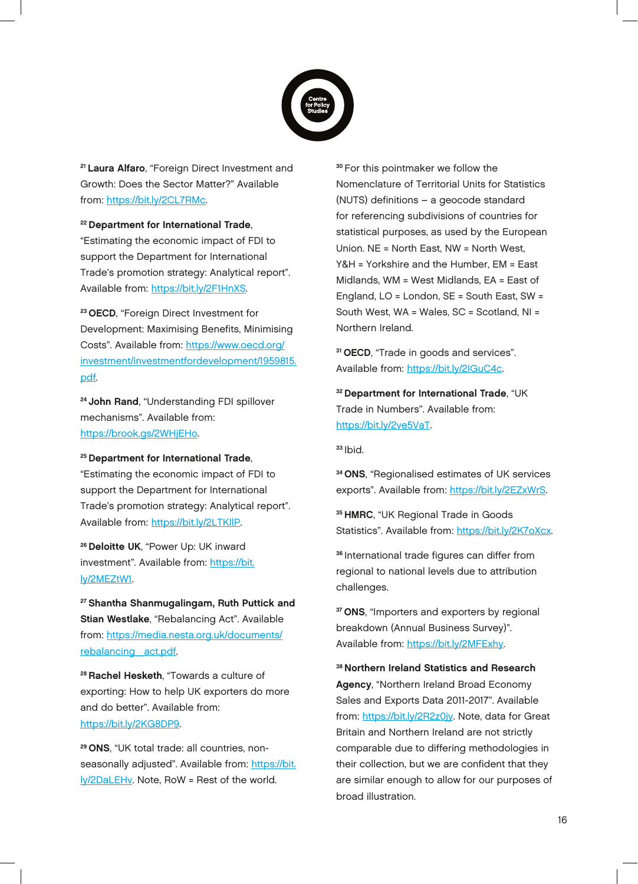[21] **Laura Alfaro**, "Foreign Direct Investment and Growth: Does the Sector Matter?" Available from: https://bit.ly/2CL7RMc.

[22] **Department for International Trade**, "Estimating the economic impact of FDI to support the Department for International Trade's promotion strategy: Analytical report". Available from: https://bit.ly/2F1HnXS.

[23] **OECD**, "Foreign Direct Investment for Development: Maximising Benefits, Minimising Costs". Available from: https://www.oecd.org/investment/investmentfordevelopment/1959815.pdf.

[24] **John Rand**, "Understanding FDI spillover mechanisms". Available from: https://brook.gs/2WHjEHo.

[25] **Department for International Trade**, "Estimating the economic impact of FDI to support the Department for International Trade's promotion strategy: Analytical report". Available from: https://bit.ly/2LTKIlP.

[26] **Deloitte UK**, "Power Up: UK inward investment". Available from: https://bit.ly/2MEZtW1.

[27] **Shantha Shanmugalingam, Ruth Puttick and Stian Westlake**, "Rebalancing Act". Available from: https://media.nesta.org.uk/documents/rebalancing_act.pdf.

[28] **Rachel Hesketh**, "Towards a culture of exporting: How to help UK exporters do more and do better". Available from: https://bit.ly/2KG8DP9.

[29] **ONS**, "UK total trade: all countries, non-seasonally adjusted". Available from: https://bit.ly/2DaLEHv. Note, RoW = Rest of the world.

[30] For this pointmaker we follow the Nomenclature of Territorial Units for Statistics (NUTS) definitions – a geocode standard for referencing subdivisions of countries for statistical purposes, as used by the European Union. NE = North East, NW = North West, Y&H = Yorkshire and the Humber, EM = East Midlands, WM = West Midlands, EA = East of England, LO = London, SE = South East, SW = South West, WA = Wales, SC = Scotland, NI = Northern Ireland.

[31] **OECD**, "Trade in goods and services". Available from: https://bit.ly/2IGuC4c.

[32] **Department for International Trade**, "UK Trade in Numbers". Available from: https://bit.ly/2ve5VaT.

[33] Ibid.

[34] **ONS**, "Regionalised estimates of UK services exports". Available from: https://bit.ly/2EZxWrS.

[35] **HMRC**, "UK Regional Trade in Goods Statistics". Available from: https://bit.ly/2K7oXcx.

[36] International trade figures can differ from regional to national levels due to attribution challenges.

[37] **ONS**, "Importers and exporters by regional breakdown (Annual Business Survey)". Available from: https://bit.ly/2MFExhy.

[38] **Northern Ireland Statistics and Research Agency**, "Northern Ireland Broad Economy Sales and Exports Data 2011-2017". Available from: https://bit.ly/2R2z0jy. Note, data for Great Britain and Northern Ireland are not strictly comparable due to differing methodologies in their collection, but we are confident that they are similar enough to allow for our purposes of broad illustration.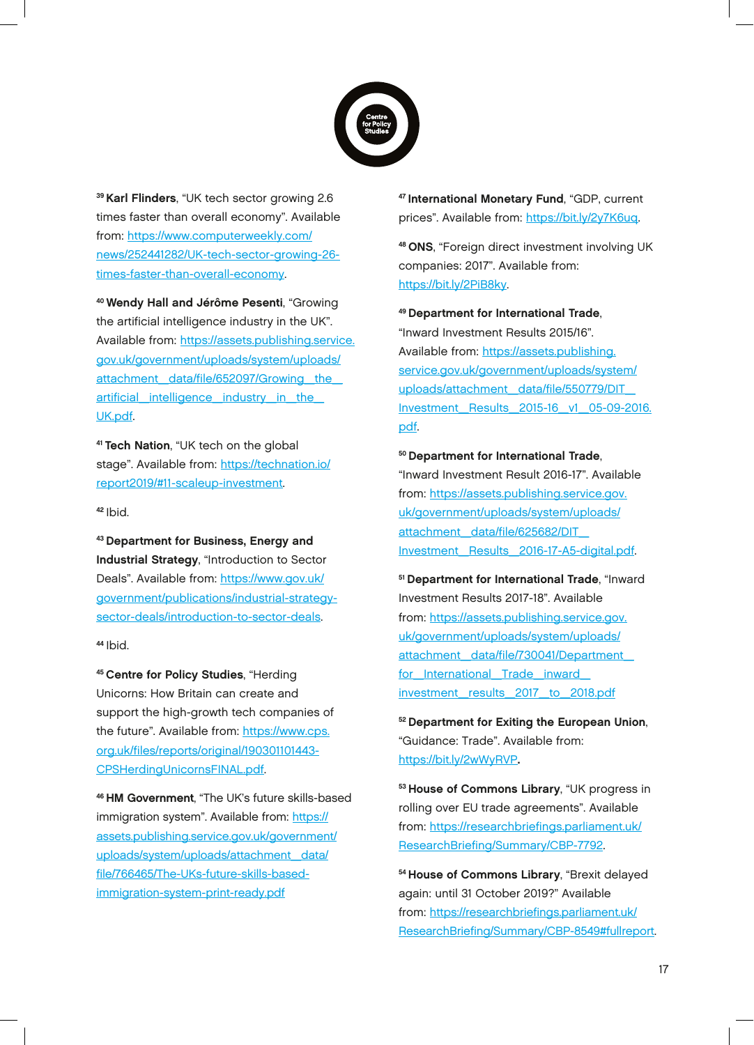[39] **Karl Flinders**, "UK tech sector growing 2.6 times faster than overall economy". Available from: https://www.computerweekly.com/news/252441282/UK-tech-sector-growing-26-times-faster-than-overall-economy.

[40] **Wendy Hall and Jérôme Pesenti**, "Growing the artificial intelligence industry in the UK". Available from: https://assets.publishing.service.gov.uk/government/uploads/system/uploads/attachment_data/file/652097/Growing_the_artificial_intelligence_industry_in_the_UK.pdf.

[41] **Tech Nation**, "UK tech on the global stage". Available from: https://technation.io/report2019/#11-scaleup-investment.

[42] Ibid.

[43] **Department for Business, Energy and Industrial Strategy**, "Introduction to Sector Deals". Available from: https://www.gov.uk/government/publications/industrial-strategy-sector-deals/introduction-to-sector-deals.

[44] Ibid.

[45] **Centre for Policy Studies**, "Herding Unicorns: How Britain can create and support the high-growth tech companies of the future". Available from: https://www.cps.org.uk/files/reports/original/190301101443-CPSHerdingUnicornsFINAL.pdf.

[46] **HM Government**, "The UK's future skills-based immigration system". Available from: https://assets.publishing.service.gov.uk/government/uploads/system/uploads/attachment_data/file/766465/The-UKs-future-skills-based-immigration-system-print-ready.pdf

[47] **International Monetary Fund**, "GDP, current prices". Available from: https://bit.ly/2y7K6uq.

[48] **ONS**, "Foreign direct investment involving UK companies: 2017". Available from: https://bit.ly/2PiB8ky.

[49] **Department for International Trade**, "Inward Investment Results 2015/16". Available from: https://assets.publishing.service.gov.uk/government/uploads/system/uploads/attachment_data/file/550779/DIT_Investment_Results_2015-16_v1_05-09-2016.pdf.

[50] **Department for International Trade**, "Inward Investment Result 2016-17". Available from: https://assets.publishing.service.gov.uk/government/uploads/system/uploads/attachment_data/file/625682/DIT_Investment_Results_2016-17-A5-digital.pdf.

[51] **Department for International Trade**, "Inward Investment Results 2017-18". Available from: https://assets.publishing.service.gov.uk/government/uploads/system/uploads/attachment_data/file/730041/Department_for_International_Trade_inward_investment_results_2017_to_2018.pdf

[52] **Department for Exiting the European Union**, "Guidance: Trade". Available from: https://bit.ly/2wWyRVP.

[53] **House of Commons Library**, "UK progress in rolling over EU trade agreements". Available from: https://researchbriefings.parliament.uk/ResearchBriefing/Summary/CBP-7792.

[54] **House of Commons Library**, "Brexit delayed again: until 31 October 2019?" Available from: https://researchbriefings.parliament.uk/ResearchBriefing/Summary/CBP-8549#fullreport.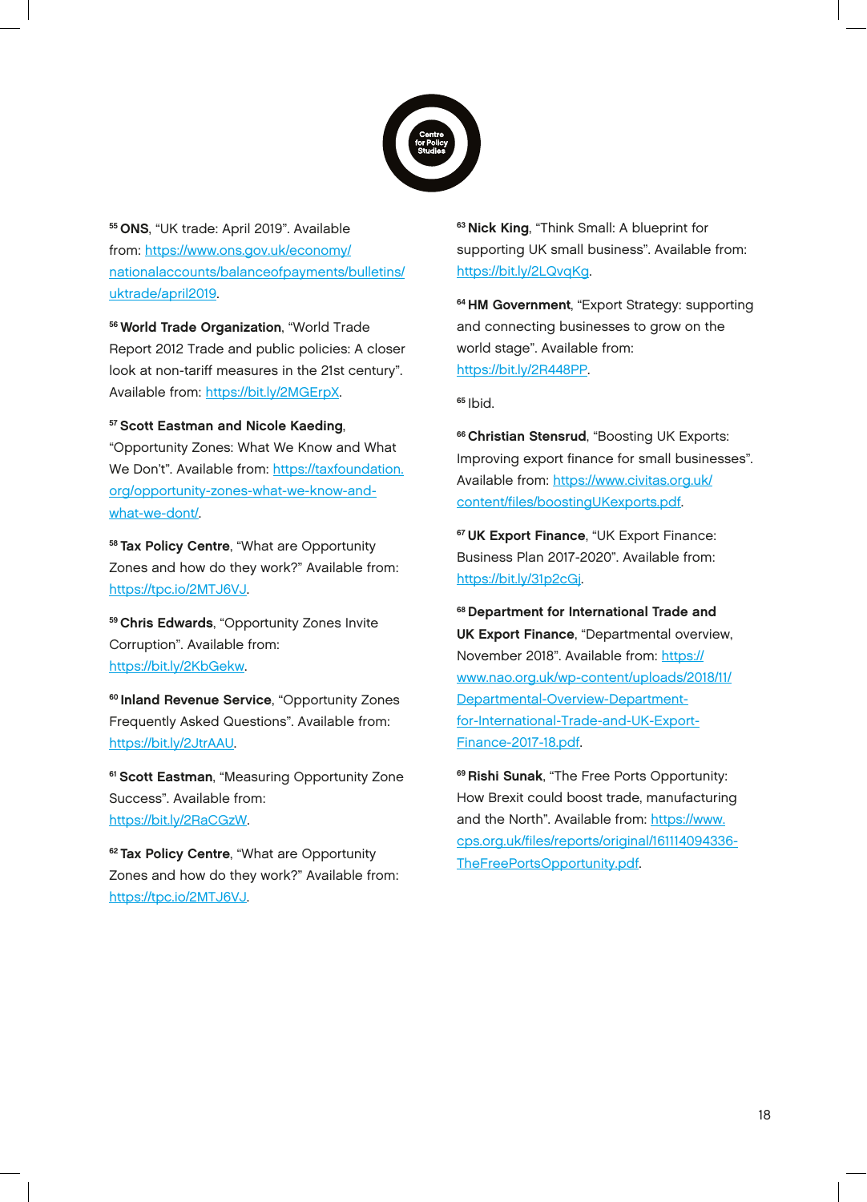[55] **ONS**, "UK trade: April 2019". Available from: https://www.ons.gov.uk/economy/nationalaccounts/balanceofpayments/bulletins/uktrade/april2019.

[56] **World Trade Organization**, "World Trade Report 2012 Trade and public policies: A closer look at non-tariff measures in the 21st century". Available from: https://bit.ly/2MGErpX.

[57] **Scott Eastman and Nicole Kaeding**, "Opportunity Zones: What We Know and What We Don't". Available from: https://taxfoundation.org/opportunity-zones-what-we-know-and-what-we-dont/.

[58] **Tax Policy Centre**, "What are Opportunity Zones and how do they work?" Available from: https://tpc.io/2MTJ6VJ.

[59] **Chris Edwards**, "Opportunity Zones Invite Corruption". Available from: https://bit.ly/2KbGekw.

[60] **Inland Revenue Service**, "Opportunity Zones Frequently Asked Questions". Available from: https://bit.ly/2JtrAAU.

[61] **Scott Eastman**, "Measuring Opportunity Zone Success". Available from: https://bit.ly/2RaCGzW.

[62] **Tax Policy Centre**, "What are Opportunity Zones and how do they work?" Available from: https://tpc.io/2MTJ6VJ.

[63] **Nick King**, "Think Small: A blueprint for supporting UK small business". Available from: https://bit.ly/2LQvqKg.

[64] **HM Government**, "Export Strategy: supporting and connecting businesses to grow on the world stage". Available from: https://bit.ly/2R448PP.

[65] Ibid.

[66] **Christian Stensrud**, "Boosting UK Exports: Improving export finance for small businesses". Available from: https://www.civitas.org.uk/content/files/boostingUKexports.pdf.

[67] **UK Export Finance**, "UK Export Finance: Business Plan 2017-2020". Available from: https://bit.ly/31p2cGj.

[68] **Department for International Trade and UK Export Finance**, "Departmental overview, November 2018". Available from: https://www.nao.org.uk/wp-content/uploads/2018/11/Departmental-Overview-Department-for-International-Trade-and-UK-Export-Finance-2017-18.pdf.

[69] **Rishi Sunak**, "The Free Ports Opportunity: How Brexit could boost trade, manufacturing and the North". Available from: https://www.cps.org.uk/files/reports/original/161114094336-TheFreePortsOpportunity.pdf.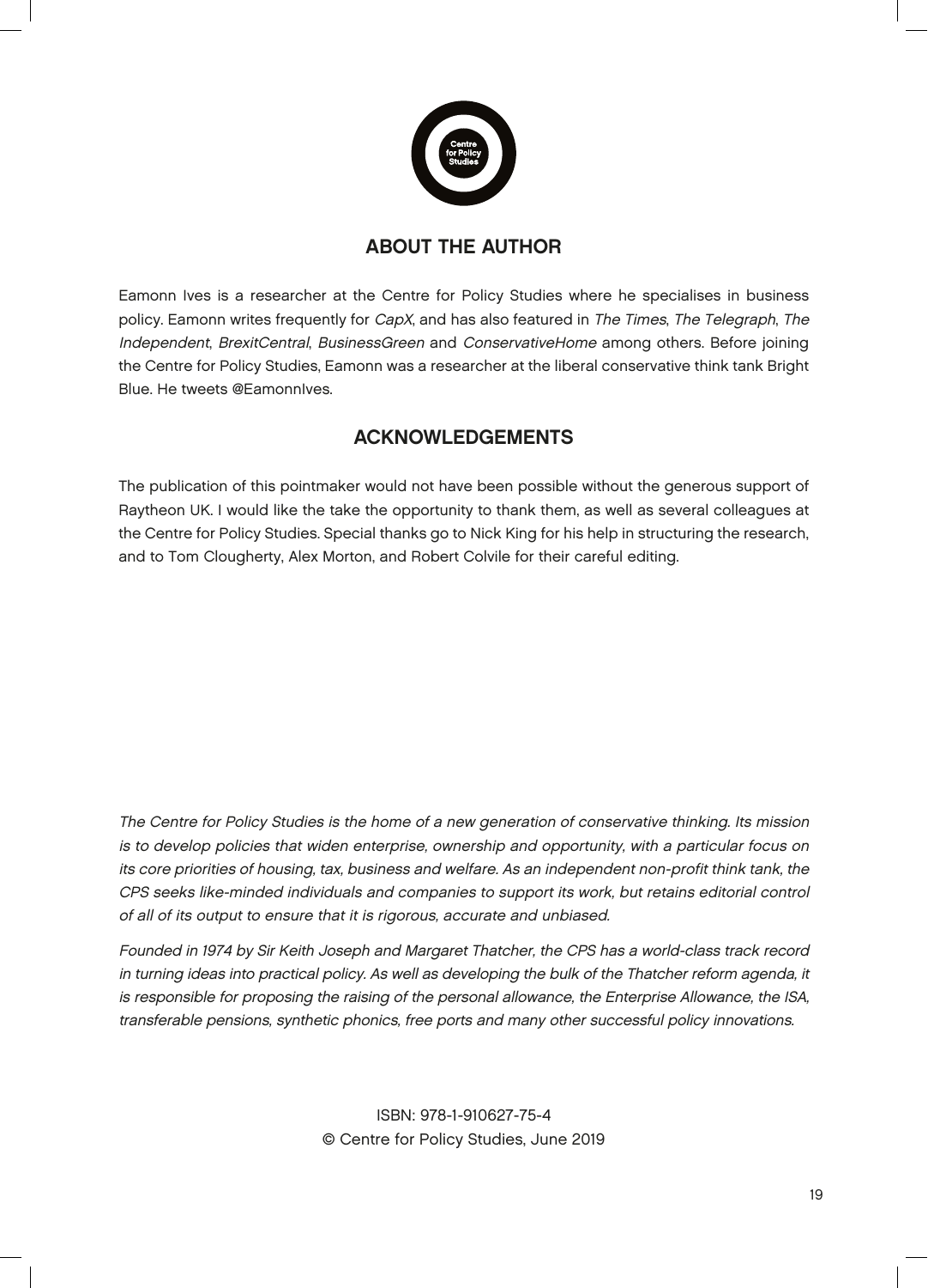## ABOUT THE AUTHOR

Eamonn Ives is a researcher at the Centre for Policy Studies where he specialises in business policy. Eamonn writes frequently for *CapX*, and has also featured in *The Times*, *The Telegraph*, *The Independent*, *BrexitCentral*, *BusinessGreen* and *ConservativeHome* among others. Before joining the Centre for Policy Studies, Eamonn was a researcher at the liberal conservative think tank Bright Blue. He tweets @EamonnIves.

## ACKNOWLEDGEMENTS

The publication of this pointmaker would not have been possible without the generous support of Raytheon UK. I would like the take the opportunity to thank them, as well as several colleagues at the Centre for Policy Studies. Special thanks go to Nick King for his help in structuring the research, and to Tom Clougherty, Alex Morton, and Robert Colvile for their careful editing.

*The Centre for Policy Studies is the home of a new generation of conservative thinking. Its mission is to develop policies that widen enterprise, ownership and opportunity, with a particular focus on its core priorities of housing, tax, business and welfare. As an independent non-profit think tank, the CPS seeks like-minded individuals and companies to support its work, but retains editorial control of all of its output to ensure that it is rigorous, accurate and unbiased.*

*Founded in 1974 by Sir Keith Joseph and Margaret Thatcher, the CPS has a world-class track record in turning ideas into practical policy. As well as developing the bulk of the Thatcher reform agenda, it is responsible for proposing the raising of the personal allowance, the Enterprise Allowance, the ISA, transferable pensions, synthetic phonics, free ports and many other successful policy innovations.*

ISBN: 978-1-910627-75-4
© Centre for Policy Studies, June 2019